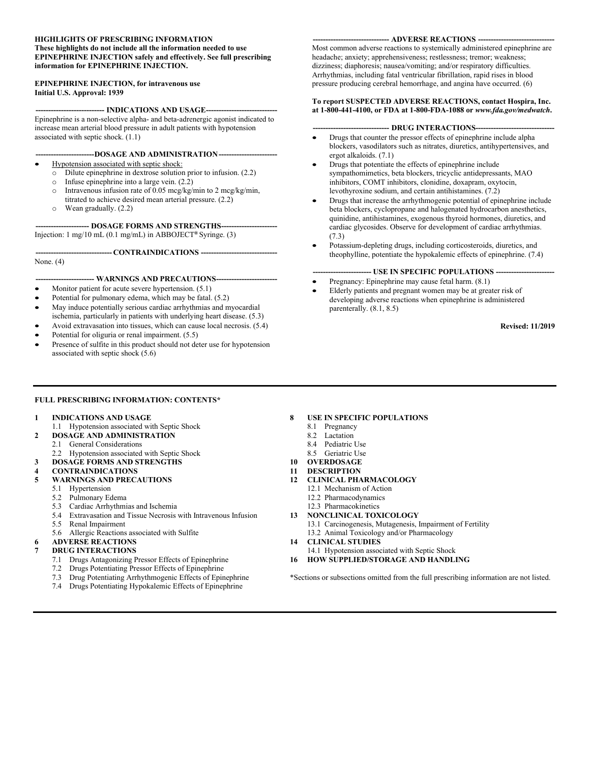**HIGHLIGHTS OF PRESCRIBING INFORMATION**
**These highlights do not include all the information needed to use EPINEPHRINE INJECTION safely and effectively. See full prescribing information for EPINEPHRINE INJECTION.**

**EPINEPHRINE INJECTION, for intravenous use**
**Initial U.S. Approval: 1939**

**INDICATIONS AND USAGE**

Epinephrine is a non-selective alpha- and beta-adrenergic agonist indicated to increase mean arterial blood pressure in adult patients with hypotension associated with septic shock. (1.1)

**DOSAGE AND ADMINISTRATION**

- Hypotension associated with septic shock:
  - Dilute epinephrine in dextrose solution prior to infusion. (2.2)
  - Infuse epinephrine into a large vein. (2.2)
  - Intravenous infusion rate of 0.05 mcg/kg/min to 2 mcg/kg/min, titrated to achieve desired mean arterial pressure. (2.2)
  - Wean gradually. (2.2)

**DOSAGE FORMS AND STRENGTHS**

Injection: 1 mg/10 mL (0.1 mg/mL) in ABBOJECT® Syringe. (3)

**CONTRAINDICATIONS**

None. (4)

**WARNINGS AND PRECAUTIONS**

- Monitor patient for acute severe hypertension. (5.1)
- Potential for pulmonary edema, which may be fatal. (5.2)
- May induce potentially serious cardiac arrhythmias and myocardial ischemia, particularly in patients with underlying heart disease. (5.3)
- Avoid extravasation into tissues, which can cause local necrosis. (5.4)
- Potential for oliguria or renal impairment. (5.5)
- Presence of sulfite in this product should not deter use for hypotension associated with septic shock (5.6)

**ADVERSE REACTIONS**

Most common adverse reactions to systemically administered epinephrine are headache; anxiety; apprehensiveness; restlessness; tremor; weakness; dizziness; diaphoresis; nausea/vomiting; and/or respiratory difficulties. Arrhythmias, including fatal ventricular fibrillation, rapid rises in blood pressure producing cerebral hemorrhage, and angina have occurred. (6)

**To report SUSPECTED ADVERSE REACTIONS, contact Hospira, Inc. at 1-800-441-4100, or FDA at 1-800-FDA-1088 or *www.fda.gov/medwatch*.**

**DRUG INTERACTIONS**

- Drugs that counter the pressor effects of epinephrine include alpha blockers, vasodilators such as nitrates, diuretics, antihypertensives, and ergot alkaloids. (7.1)
- Drugs that potentiate the effects of epinephrine include sympathomimetics, beta blockers, tricyclic antidepressants, MAO inhibitors, COMT inhibitors, clonidine, doxapram, oxytocin, levothyroxine sodium, and certain antihistamines. (7.2)
- Drugs that increase the arrhythmogenic potential of epinephrine include beta blockers, cyclopropane and halogenated hydrocarbon anesthetics, quinidine, antihistamines, exogenous thyroid hormones, diuretics, and cardiac glycosides. Observe for development of cardiac arrhythmias. (7.3)
- Potassium-depleting drugs, including corticosteroids, diuretics, and theophylline, potentiate the hypokalemic effects of epinephrine. (7.4)

**USE IN SPECIFIC POPULATIONS**

- Pregnancy: Epinephrine may cause fetal harm. (8.1)
- Elderly patients and pregnant women may be at greater risk of developing adverse reactions when epinephrine is administered parenterally. (8.1, 8.5)

**Revised: 11/2019**

---

**FULL PRESCRIBING INFORMATION: CONTENTS***

**1 INDICATIONS AND USAGE**
  1.1 Hypotension associated with Septic Shock
**2 DOSAGE AND ADMINISTRATION**
  2.1 General Considerations
  2.2 Hypotension associated with Septic Shock
**3 DOSAGE FORMS AND STRENGTHS**
**4 CONTRAINDICATIONS**
**5 WARNINGS AND PRECAUTIONS**
  5.1 Hypertension
  5.2 Pulmonary Edema
  5.3 Cardiac Arrhythmias and Ischemia
  5.4 Extravasation and Tissue Necrosis with Intravenous Infusion
  5.5 Renal Impairment
  5.6 Allergic Reactions associated with Sulfite
**6 ADVERSE REACTIONS**
**7 DRUG INTERACTIONS**
  7.1 Drugs Antagonizing Pressor Effects of Epinephrine
  7.2 Drugs Potentiating Pressor Effects of Epinephrine
  7.3 Drug Potentiating Arrhythmogenic Effects of Epinephrine
  7.4 Drugs Potentiating Hypokalemic Effects of Epinephrine
**8 USE IN SPECIFIC POPULATIONS**
  8.1 Pregnancy
  8.2 Lactation
  8.4 Pediatric Use
  8.5 Geriatric Use
**10 OVERDOSAGE**
**11 DESCRIPTION**
**12 CLINICAL PHARMACOLOGY**
  12.1 Mechanism of Action
  12.2 Pharmacodynamics
  12.3 Pharmacokinetics
**13 NONCLINICAL TOXICOLOGY**
  13.1 Carcinogenesis, Mutagenesis, Impairment of Fertility
  13.2 Animal Toxicology and/or Pharmacology
**14 CLINICAL STUDIES**
  14.1 Hypotension associated with Septic Shock
**16 HOW SUPPLIED/STORAGE AND HANDLING**

*Sections or subsections omitted from the full prescribing information are not listed.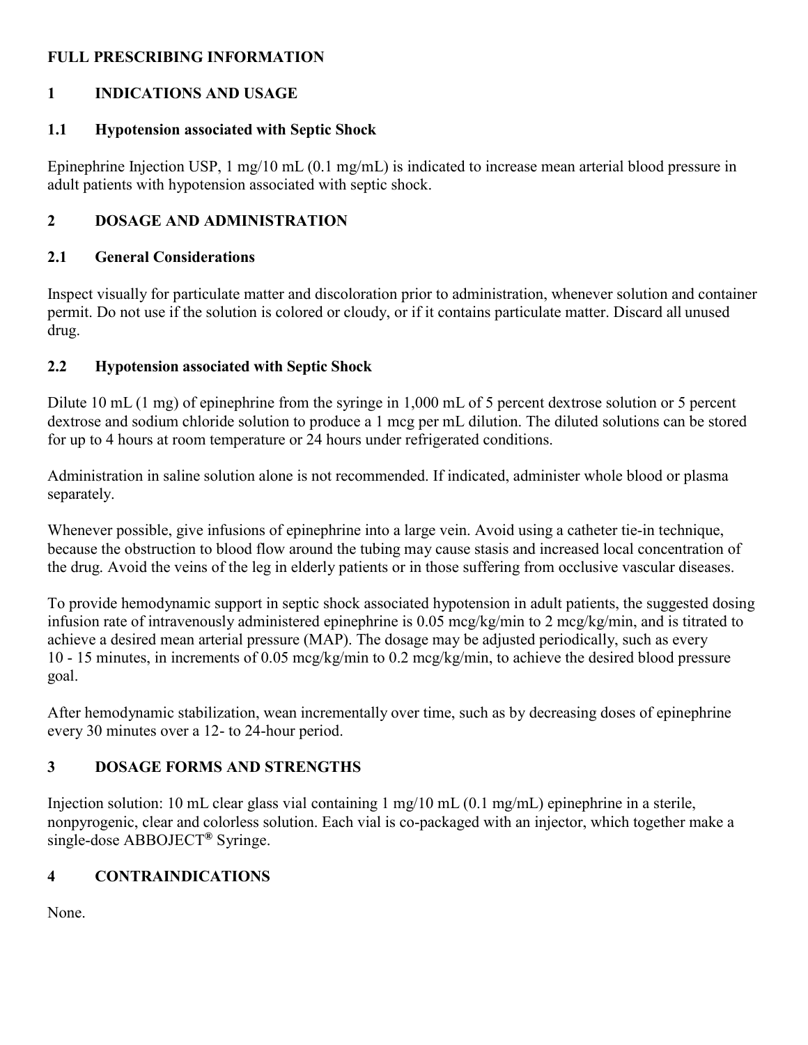# FULL PRESCRIBING INFORMATION

## 1 INDICATIONS AND USAGE

### 1.1 Hypotension associated with Septic Shock

Epinephrine Injection USP, 1 mg/10 mL (0.1 mg/mL) is indicated to increase mean arterial blood pressure in adult patients with hypotension associated with septic shock.

## 2 DOSAGE AND ADMINISTRATION

### 2.1 General Considerations

Inspect visually for particulate matter and discoloration prior to administration, whenever solution and container permit. Do not use if the solution is colored or cloudy, or if it contains particulate matter. Discard all unused drug.

### 2.2 Hypotension associated with Septic Shock

Dilute 10 mL (1 mg) of epinephrine from the syringe in 1,000 mL of 5 percent dextrose solution or 5 percent dextrose and sodium chloride solution to produce a 1 mcg per mL dilution. The diluted solutions can be stored for up to 4 hours at room temperature or 24 hours under refrigerated conditions.

Administration in saline solution alone is not recommended. If indicated, administer whole blood or plasma separately.

Whenever possible, give infusions of epinephrine into a large vein. Avoid using a catheter tie-in technique, because the obstruction to blood flow around the tubing may cause stasis and increased local concentration of the drug. Avoid the veins of the leg in elderly patients or in those suffering from occlusive vascular diseases.

To provide hemodynamic support in septic shock associated hypotension in adult patients, the suggested dosing infusion rate of intravenously administered epinephrine is 0.05 mcg/kg/min to 2 mcg/kg/min, and is titrated to achieve a desired mean arterial pressure (MAP). The dosage may be adjusted periodically, such as every 10 - 15 minutes, in increments of 0.05 mcg/kg/min to 0.2 mcg/kg/min, to achieve the desired blood pressure goal.

After hemodynamic stabilization, wean incrementally over time, such as by decreasing doses of epinephrine every 30 minutes over a 12- to 24-hour period.

## 3 DOSAGE FORMS AND STRENGTHS

Injection solution: 10 mL clear glass vial containing 1 mg/10 mL (0.1 mg/mL) epinephrine in a sterile, nonpyrogenic, clear and colorless solution. Each vial is co-packaged with an injector, which together make a single-dose ABBOJECT® Syringe.

## 4 CONTRAINDICATIONS

None.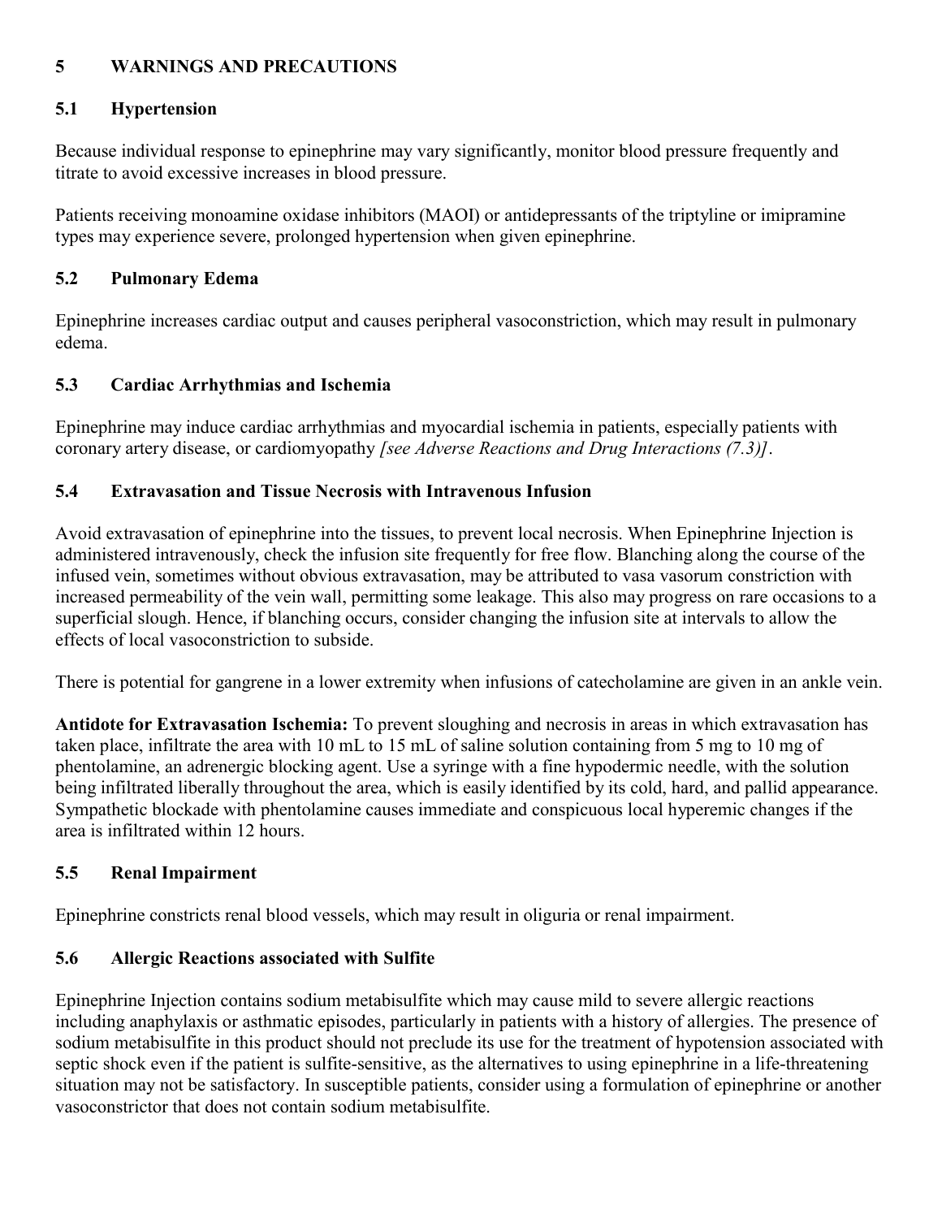## 5 WARNINGS AND PRECAUTIONS

### 5.1 Hypertension

Because individual response to epinephrine may vary significantly, monitor blood pressure frequently and titrate to avoid excessive increases in blood pressure.

Patients receiving monoamine oxidase inhibitors (MAOI) or antidepressants of the triptyline or imipramine types may experience severe, prolonged hypertension when given epinephrine.

### 5.2 Pulmonary Edema

Epinephrine increases cardiac output and causes peripheral vasoconstriction, which may result in pulmonary edema.

### 5.3 Cardiac Arrhythmias and Ischemia

Epinephrine may induce cardiac arrhythmias and myocardial ischemia in patients, especially patients with coronary artery disease, or cardiomyopathy *[see Adverse Reactions and Drug Interactions (7.3)]*.

### 5.4 Extravasation and Tissue Necrosis with Intravenous Infusion

Avoid extravasation of epinephrine into the tissues, to prevent local necrosis. When Epinephrine Injection is administered intravenously, check the infusion site frequently for free flow. Blanching along the course of the infused vein, sometimes without obvious extravasation, may be attributed to vasa vasorum constriction with increased permeability of the vein wall, permitting some leakage. This also may progress on rare occasions to a superficial slough. Hence, if blanching occurs, consider changing the infusion site at intervals to allow the effects of local vasoconstriction to subside.

There is potential for gangrene in a lower extremity when infusions of catecholamine are given in an ankle vein.

**Antidote for Extravasation Ischemia:** To prevent sloughing and necrosis in areas in which extravasation has taken place, infiltrate the area with 10 mL to 15 mL of saline solution containing from 5 mg to 10 mg of phentolamine, an adrenergic blocking agent. Use a syringe with a fine hypodermic needle, with the solution being infiltrated liberally throughout the area, which is easily identified by its cold, hard, and pallid appearance. Sympathetic blockade with phentolamine causes immediate and conspicuous local hyperemic changes if the area is infiltrated within 12 hours.

### 5.5 Renal Impairment

Epinephrine constricts renal blood vessels, which may result in oliguria or renal impairment.

### 5.6 Allergic Reactions associated with Sulfite

Epinephrine Injection contains sodium metabisulfite which may cause mild to severe allergic reactions including anaphylaxis or asthmatic episodes, particularly in patients with a history of allergies. The presence of sodium metabisulfite in this product should not preclude its use for the treatment of hypotension associated with septic shock even if the patient is sulfite-sensitive, as the alternatives to using epinephrine in a life-threatening situation may not be satisfactory. In susceptible patients, consider using a formulation of epinephrine or another vasoconstrictor that does not contain sodium metabisulfite.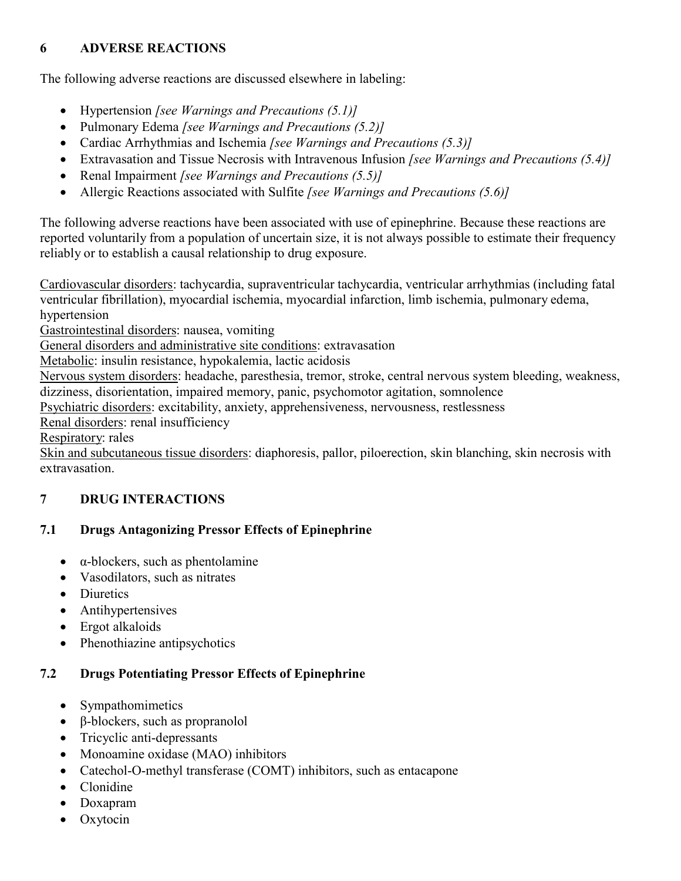## 6 ADVERSE REACTIONS

The following adverse reactions are discussed elsewhere in labeling:

- Hypertension *[see Warnings and Precautions (5.1)]*
- Pulmonary Edema *[see Warnings and Precautions (5.2)]*
- Cardiac Arrhythmias and Ischemia *[see Warnings and Precautions (5.3)]*
- Extravasation and Tissue Necrosis with Intravenous Infusion *[see Warnings and Precautions (5.4)]*
- Renal Impairment *[see Warnings and Precautions (5.5)]*
- Allergic Reactions associated with Sulfite *[see Warnings and Precautions (5.6)]*

The following adverse reactions have been associated with use of epinephrine. Because these reactions are reported voluntarily from a population of uncertain size, it is not always possible to estimate their frequency reliably or to establish a causal relationship to drug exposure.

<u>Cardiovascular disorders</u>: tachycardia, supraventricular tachycardia, ventricular arrhythmias (including fatal ventricular fibrillation), myocardial ischemia, myocardial infarction, limb ischemia, pulmonary edema, hypertension
<u>Gastrointestinal disorders</u>: nausea, vomiting
<u>General disorders and administrative site conditions</u>: extravasation
<u>Metabolic</u>: insulin resistance, hypokalemia, lactic acidosis
<u>Nervous system disorders</u>: headache, paresthesia, tremor, stroke, central nervous system bleeding, weakness, dizziness, disorientation, impaired memory, panic, psychomotor agitation, somnolence
<u>Psychiatric disorders</u>: excitability, anxiety, apprehensiveness, nervousness, restlessness
<u>Renal disorders</u>: renal insufficiency
<u>Respiratory</u>: rales
<u>Skin and subcutaneous tissue disorders</u>: diaphoresis, pallor, piloerection, skin blanching, skin necrosis with extravasation.

## 7 DRUG INTERACTIONS

### 7.1 Drugs Antagonizing Pressor Effects of Epinephrine

- α-blockers, such as phentolamine
- Vasodilators, such as nitrates
- Diuretics
- Antihypertensives
- Ergot alkaloids
- Phenothiazine antipsychotics

### 7.2 Drugs Potentiating Pressor Effects of Epinephrine

- Sympathomimetics
- β-blockers, such as propranolol
- Tricyclic anti-depressants
- Monoamine oxidase (MAO) inhibitors
- Catechol-O-methyl transferase (COMT) inhibitors, such as entacapone
- Clonidine
- Doxapram
- Oxytocin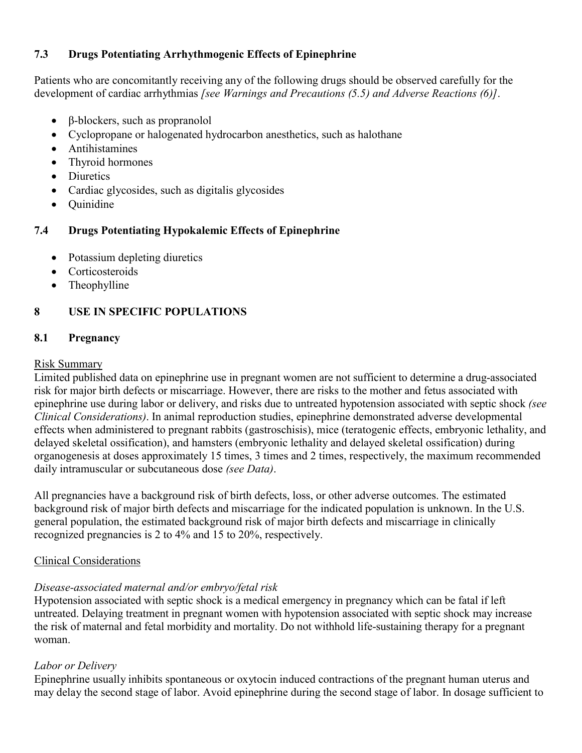### 7.3 Drugs Potentiating Arrhythmogenic Effects of Epinephrine

Patients who are concomitantly receiving any of the following drugs should be observed carefully for the development of cardiac arrhythmias *[see Warnings and Precautions (5.5) and Adverse Reactions (6)]*.

- β-blockers, such as propranolol
- Cyclopropane or halogenated hydrocarbon anesthetics, such as halothane
- Antihistamines
- Thyroid hormones
- Diuretics
- Cardiac glycosides, such as digitalis glycosides
- Quinidine

### 7.4 Drugs Potentiating Hypokalemic Effects of Epinephrine

- Potassium depleting diuretics
- Corticosteroids
- Theophylline

## 8 USE IN SPECIFIC POPULATIONS

### 8.1 Pregnancy

Risk Summary

Limited published data on epinephrine use in pregnant women are not sufficient to determine a drug-associated risk for major birth defects or miscarriage. However, there are risks to the mother and fetus associated with epinephrine use during labor or delivery, and risks due to untreated hypotension associated with septic shock *(see Clinical Considerations)*. In animal reproduction studies, epinephrine demonstrated adverse developmental effects when administered to pregnant rabbits (gastroschisis), mice (teratogenic effects, embryonic lethality, and delayed skeletal ossification), and hamsters (embryonic lethality and delayed skeletal ossification) during organogenesis at doses approximately 15 times, 3 times and 2 times, respectively, the maximum recommended daily intramuscular or subcutaneous dose *(see Data)*.

All pregnancies have a background risk of birth defects, loss, or other adverse outcomes. The estimated background risk of major birth defects and miscarriage for the indicated population is unknown. In the U.S. general population, the estimated background risk of major birth defects and miscarriage in clinically recognized pregnancies is 2 to 4% and 15 to 20%, respectively.

Clinical Considerations

*Disease-associated maternal and/or embryo/fetal risk*

Hypotension associated with septic shock is a medical emergency in pregnancy which can be fatal if left untreated. Delaying treatment in pregnant women with hypotension associated with septic shock may increase the risk of maternal and fetal morbidity and mortality. Do not withhold life-sustaining therapy for a pregnant woman.

*Labor or Delivery*

Epinephrine usually inhibits spontaneous or oxytocin induced contractions of the pregnant human uterus and may delay the second stage of labor. Avoid epinephrine during the second stage of labor. In dosage sufficient to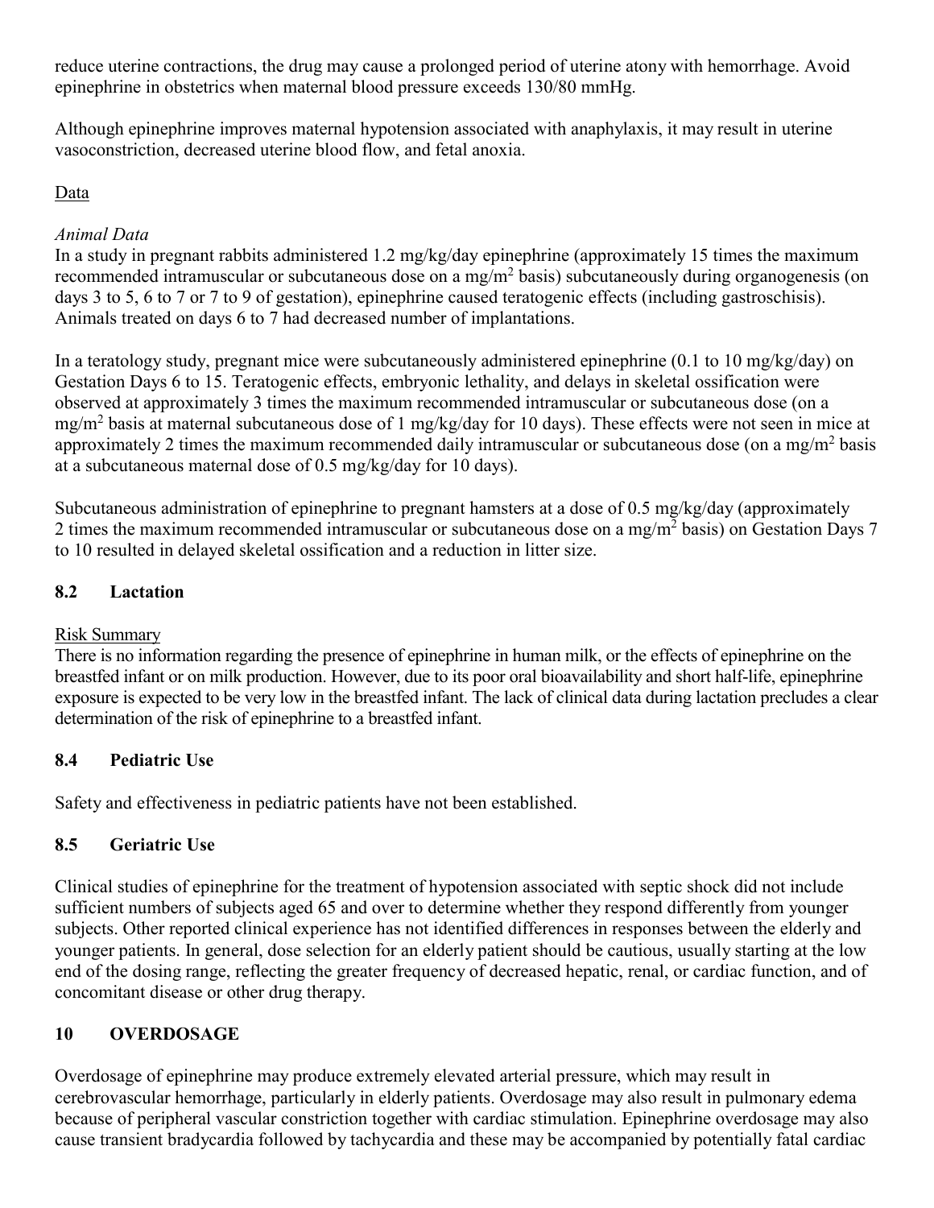reduce uterine contractions, the drug may cause a prolonged period of uterine atony with hemorrhage. Avoid epinephrine in obstetrics when maternal blood pressure exceeds 130/80 mmHg.

Although epinephrine improves maternal hypotension associated with anaphylaxis, it may result in uterine vasoconstriction, decreased uterine blood flow, and fetal anoxia.

Data

*Animal Data*

In a study in pregnant rabbits administered 1.2 mg/kg/day epinephrine (approximately 15 times the maximum recommended intramuscular or subcutaneous dose on a mg/m$^2$ basis) subcutaneously during organogenesis (on days 3 to 5, 6 to 7 or 7 to 9 of gestation), epinephrine caused teratogenic effects (including gastroschisis). Animals treated on days 6 to 7 had decreased number of implantations.

In a teratology study, pregnant mice were subcutaneously administered epinephrine (0.1 to 10 mg/kg/day) on Gestation Days 6 to 15. Teratogenic effects, embryonic lethality, and delays in skeletal ossification were observed at approximately 3 times the maximum recommended intramuscular or subcutaneous dose (on a mg/m$^2$ basis at maternal subcutaneous dose of 1 mg/kg/day for 10 days). These effects were not seen in mice at approximately 2 times the maximum recommended daily intramuscular or subcutaneous dose (on a mg/m$^2$ basis at a subcutaneous maternal dose of 0.5 mg/kg/day for 10 days).

Subcutaneous administration of epinephrine to pregnant hamsters at a dose of 0.5 mg/kg/day (approximately 2 times the maximum recommended intramuscular or subcutaneous dose on a mg/m$^2$ basis) on Gestation Days 7 to 10 resulted in delayed skeletal ossification and a reduction in litter size.

### 8.2 Lactation

Risk Summary

There is no information regarding the presence of epinephrine in human milk, or the effects of epinephrine on the breastfed infant or on milk production. However, due to its poor oral bioavailability and short half-life, epinephrine exposure is expected to be very low in the breastfed infant. The lack of clinical data during lactation precludes a clear determination of the risk of epinephrine to a breastfed infant.

### 8.4 Pediatric Use

Safety and effectiveness in pediatric patients have not been established.

### 8.5 Geriatric Use

Clinical studies of epinephrine for the treatment of hypotension associated with septic shock did not include sufficient numbers of subjects aged 65 and over to determine whether they respond differently from younger subjects. Other reported clinical experience has not identified differences in responses between the elderly and younger patients. In general, dose selection for an elderly patient should be cautious, usually starting at the low end of the dosing range, reflecting the greater frequency of decreased hepatic, renal, or cardiac function, and of concomitant disease or other drug therapy.

## 10 OVERDOSAGE

Overdosage of epinephrine may produce extremely elevated arterial pressure, which may result in cerebrovascular hemorrhage, particularly in elderly patients. Overdosage may also result in pulmonary edema because of peripheral vascular constriction together with cardiac stimulation. Epinephrine overdosage may also cause transient bradycardia followed by tachycardia and these may be accompanied by potentially fatal cardiac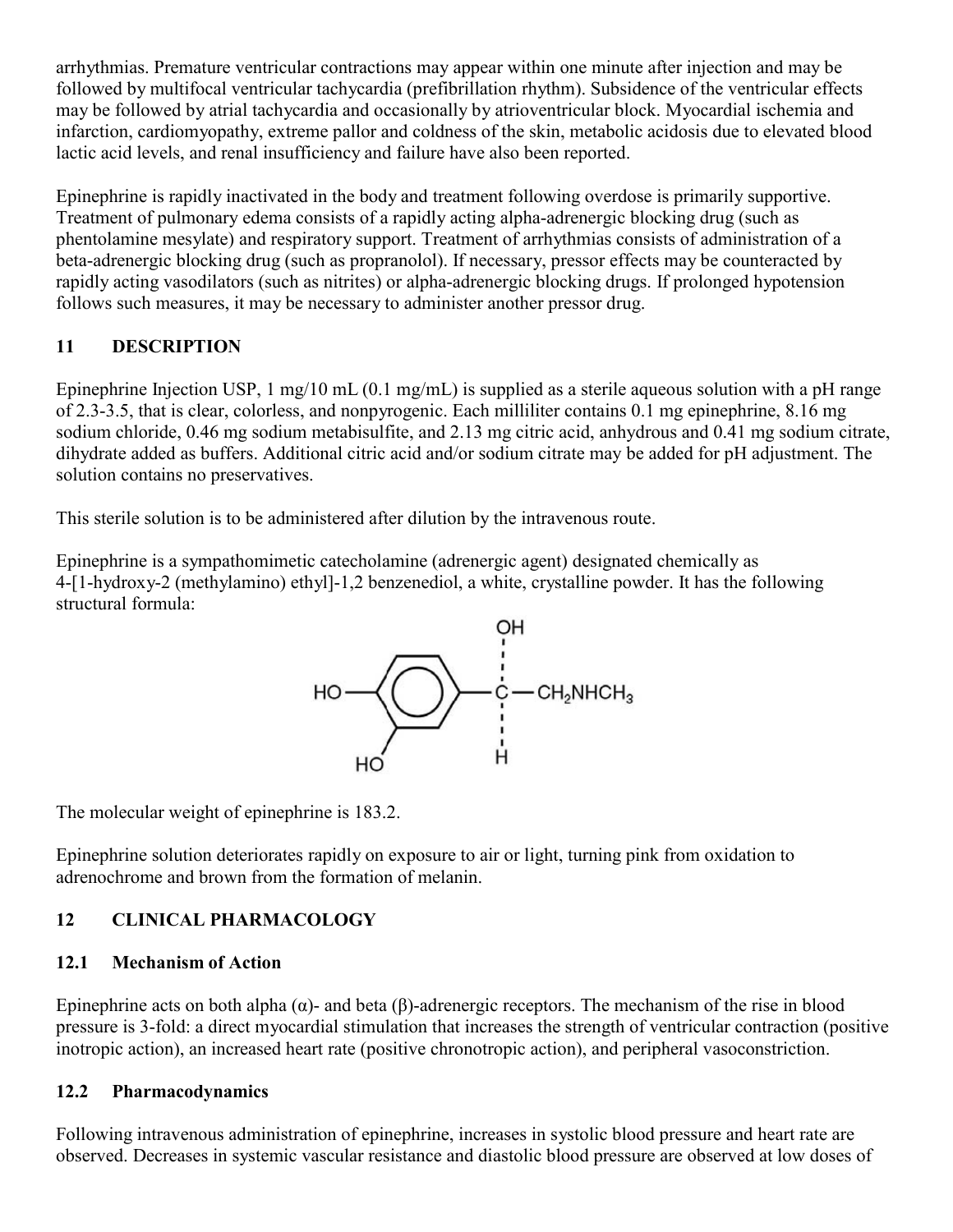arrhythmias. Premature ventricular contractions may appear within one minute after injection and may be followed by multifocal ventricular tachycardia (prefibrillation rhythm). Subsidence of the ventricular effects may be followed by atrial tachycardia and occasionally by atrioventricular block. Myocardial ischemia and infarction, cardiomyopathy, extreme pallor and coldness of the skin, metabolic acidosis due to elevated blood lactic acid levels, and renal insufficiency and failure have also been reported.

Epinephrine is rapidly inactivated in the body and treatment following overdose is primarily supportive. Treatment of pulmonary edema consists of a rapidly acting alpha-adrenergic blocking drug (such as phentolamine mesylate) and respiratory support. Treatment of arrhythmias consists of administration of a beta-adrenergic blocking drug (such as propranolol). If necessary, pressor effects may be counteracted by rapidly acting vasodilators (such as nitrites) or alpha-adrenergic blocking drugs. If prolonged hypotension follows such measures, it may be necessary to administer another pressor drug.

## 11 DESCRIPTION

Epinephrine Injection USP, 1 mg/10 mL (0.1 mg/mL) is supplied as a sterile aqueous solution with a pH range of 2.3-3.5, that is clear, colorless, and nonpyrogenic. Each milliliter contains 0.1 mg epinephrine, 8.16 mg sodium chloride, 0.46 mg sodium metabisulfite, and 2.13 mg citric acid, anhydrous and 0.41 mg sodium citrate, dihydrate added as buffers. Additional citric acid and/or sodium citrate may be added for pH adjustment. The solution contains no preservatives.

This sterile solution is to be administered after dilution by the intravenous route.

Epinephrine is a sympathomimetic catecholamine (adrenergic agent) designated chemically as 4-[1-hydroxy-2 (methylamino) ethyl]-1,2 benzenediol, a white, crystalline powder. It has the following structural formula:

The molecular weight of epinephrine is 183.2.

Epinephrine solution deteriorates rapidly on exposure to air or light, turning pink from oxidation to adrenochrome and brown from the formation of melanin.

## 12 CLINICAL PHARMACOLOGY

### 12.1 Mechanism of Action

Epinephrine acts on both alpha (α)- and beta (β)-adrenergic receptors. The mechanism of the rise in blood pressure is 3-fold: a direct myocardial stimulation that increases the strength of ventricular contraction (positive inotropic action), an increased heart rate (positive chronotropic action), and peripheral vasoconstriction.

### 12.2 Pharmacodynamics

Following intravenous administration of epinephrine, increases in systolic blood pressure and heart rate are observed. Decreases in systemic vascular resistance and diastolic blood pressure are observed at low doses of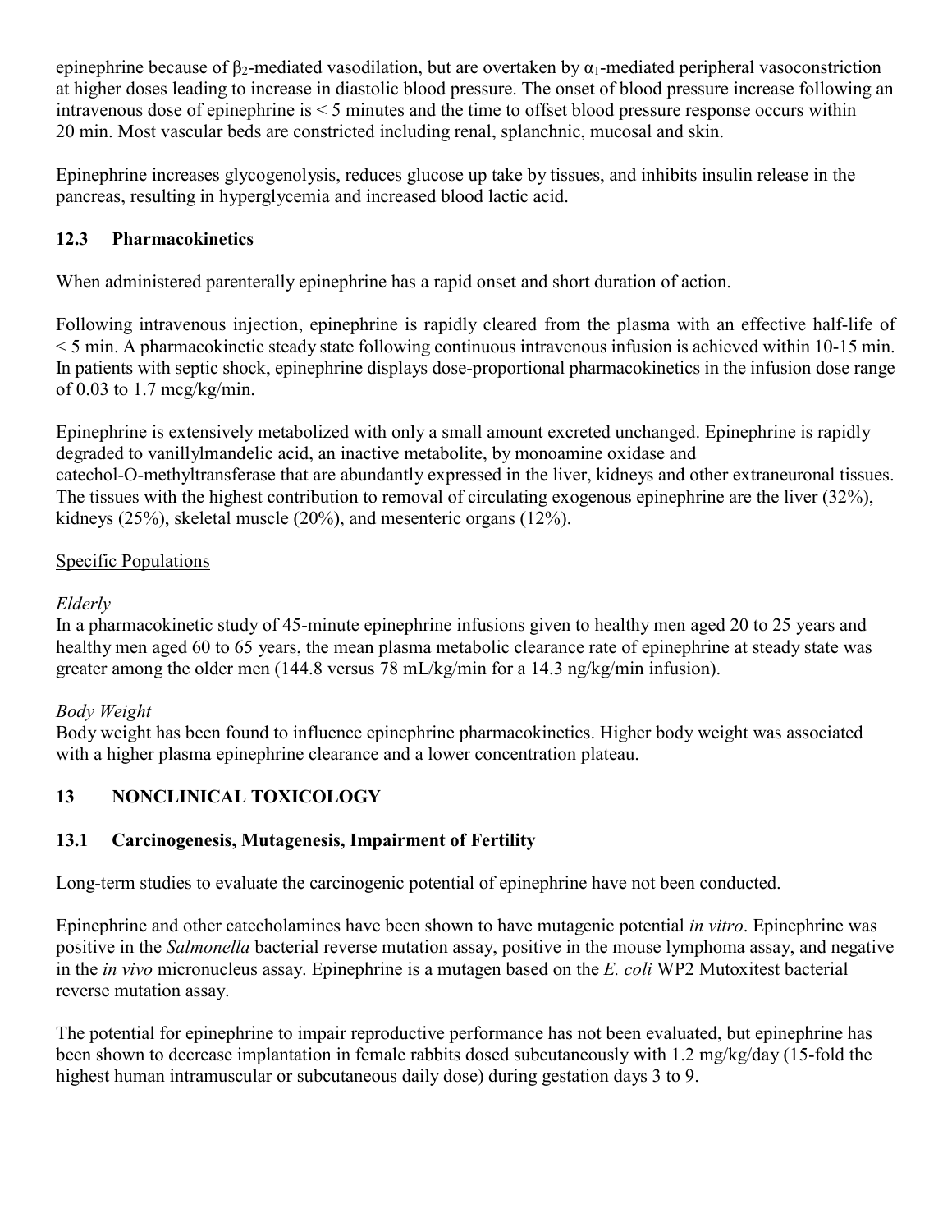epinephrine because of $\beta_2$-mediated vasodilation, but are overtaken by $\alpha_1$-mediated peripheral vasoconstriction at higher doses leading to increase in diastolic blood pressure. The onset of blood pressure increase following an intravenous dose of epinephrine is < 5 minutes and the time to offset blood pressure response occurs within 20 min. Most vascular beds are constricted including renal, splanchnic, mucosal and skin.

Epinephrine increases glycogenolysis, reduces glucose up take by tissues, and inhibits insulin release in the pancreas, resulting in hyperglycemia and increased blood lactic acid.

### 12.3 Pharmacokinetics

When administered parenterally epinephrine has a rapid onset and short duration of action.

Following intravenous injection, epinephrine is rapidly cleared from the plasma with an effective half-life of < 5 min. A pharmacokinetic steady state following continuous intravenous infusion is achieved within 10-15 min. In patients with septic shock, epinephrine displays dose-proportional pharmacokinetics in the infusion dose range of 0.03 to 1.7 mcg/kg/min.

Epinephrine is extensively metabolized with only a small amount excreted unchanged. Epinephrine is rapidly degraded to vanillylmandelic acid, an inactive metabolite, by monoamine oxidase and catechol-O-methyltransferase that are abundantly expressed in the liver, kidneys and other extraneuronal tissues. The tissues with the highest contribution to removal of circulating exogenous epinephrine are the liver (32%), kidneys (25%), skeletal muscle (20%), and mesenteric organs (12%).

Specific Populations

*Elderly*
In a pharmacokinetic study of 45-minute epinephrine infusions given to healthy men aged 20 to 25 years and healthy men aged 60 to 65 years, the mean plasma metabolic clearance rate of epinephrine at steady state was greater among the older men (144.8 versus 78 mL/kg/min for a 14.3 ng/kg/min infusion).

*Body Weight*
Body weight has been found to influence epinephrine pharmacokinetics. Higher body weight was associated with a higher plasma epinephrine clearance and a lower concentration plateau.

## 13 NONCLINICAL TOXICOLOGY

### 13.1 Carcinogenesis, Mutagenesis, Impairment of Fertility

Long-term studies to evaluate the carcinogenic potential of epinephrine have not been conducted.

Epinephrine and other catecholamines have been shown to have mutagenic potential *in vitro*. Epinephrine was positive in the *Salmonella* bacterial reverse mutation assay, positive in the mouse lymphoma assay, and negative in the *in vivo* micronucleus assay. Epinephrine is a mutagen based on the *E. coli* WP2 Mutoxitest bacterial reverse mutation assay.

The potential for epinephrine to impair reproductive performance has not been evaluated, but epinephrine has been shown to decrease implantation in female rabbits dosed subcutaneously with 1.2 mg/kg/day (15-fold the highest human intramuscular or subcutaneous daily dose) during gestation days 3 to 9.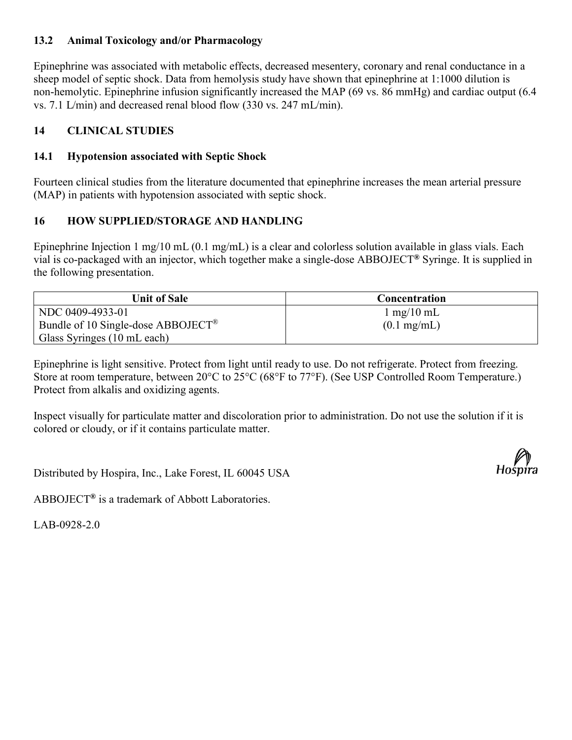### 13.2 Animal Toxicology and/or Pharmacology

Epinephrine was associated with metabolic effects, decreased mesentery, coronary and renal conductance in a sheep model of septic shock. Data from hemolysis study have shown that epinephrine at 1:1000 dilution is non-hemolytic. Epinephrine infusion significantly increased the MAP (69 vs. 86 mmHg) and cardiac output (6.4 vs. 7.1 L/min) and decreased renal blood flow (330 vs. 247 mL/min).

## 14 CLINICAL STUDIES

### 14.1 Hypotension associated with Septic Shock

Fourteen clinical studies from the literature documented that epinephrine increases the mean arterial pressure (MAP) in patients with hypotension associated with septic shock.

## 16 HOW SUPPLIED/STORAGE AND HANDLING

Epinephrine Injection 1 mg/10 mL (0.1 mg/mL) is a clear and colorless solution available in glass vials. Each vial is co-packaged with an injector, which together make a single-dose ABBOJECT® Syringe. It is supplied in the following presentation.

| Unit of Sale | Concentration |
|---|---|
| NDC 0409-4933-01<br>Bundle of 10 Single-dose ABBOJECT®<br>Glass Syringes (10 mL each) | 1 mg/10 mL<br>(0.1 mg/mL) |

Epinephrine is light sensitive. Protect from light until ready to use. Do not refrigerate. Protect from freezing. Store at room temperature, between 20°C to 25°C (68°F to 77°F). (See USP Controlled Room Temperature.) Protect from alkalis and oxidizing agents.

Inspect visually for particulate matter and discoloration prior to administration. Do not use the solution if it is colored or cloudy, or if it contains particulate matter.

Distributed by Hospira, Inc., Lake Forest, IL 60045 USA

Hospira

ABBOJECT® is a trademark of Abbott Laboratories.

LAB-0928-2.0